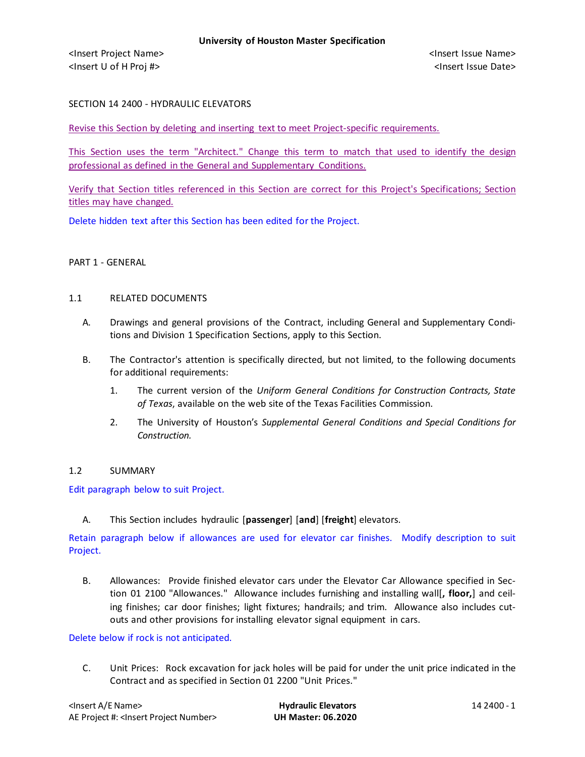University of Houston Master Specification

<Insert Project Name> <Insert Issue Name>
<Insert U of H Proj #> <Insert Issue Date>

# SECTION 14 2400 - HYDRAULIC ELEVATORS

Revise this Section by deleting and inserting text to meet Project-specific requirements.

This Section uses the term "Architect." Change this term to match that used to identify the design professional as defined in the General and Supplementary Conditions.

Verify that Section titles referenced in this Section are correct for this Project's Specifications; Section titles may have changed.

Delete hidden text after this Section has been edited for the Project.

## PART 1 - GENERAL

### 1.1 RELATED DOCUMENTS

A. Drawings and general provisions of the Contract, including General and Supplementary Conditions and Division 1 Specification Sections, apply to this Section.

B. The Contractor's attention is specifically directed, but not limited, to the following documents for additional requirements:

1. The current version of the *Uniform General Conditions for Construction Contracts, State of Texas*, available on the web site of the Texas Facilities Commission.

2. The University of Houston's *Supplemental General Conditions and Special Conditions for Construction.*

### 1.2 SUMMARY

Edit paragraph below to suit Project.

A. This Section includes hydraulic [**passenger**] [**and**] [**freight**] elevators.

Retain paragraph below if allowances are used for elevator car finishes. Modify description to suit Project.

B. Allowances: Provide finished elevator cars under the Elevator Car Allowance specified in Section 01 2100 "Allowances." Allowance includes furnishing and installing wall[**, floor,**] and ceiling finishes; car door finishes; light fixtures; handrails; and trim. Allowance also includes cutouts and other provisions for installing elevator signal equipment in cars.

Delete below if rock is not anticipated.

C. Unit Prices: Rock excavation for jack holes will be paid for under the unit price indicated in the Contract and as specified in Section 01 2200 "Unit Prices."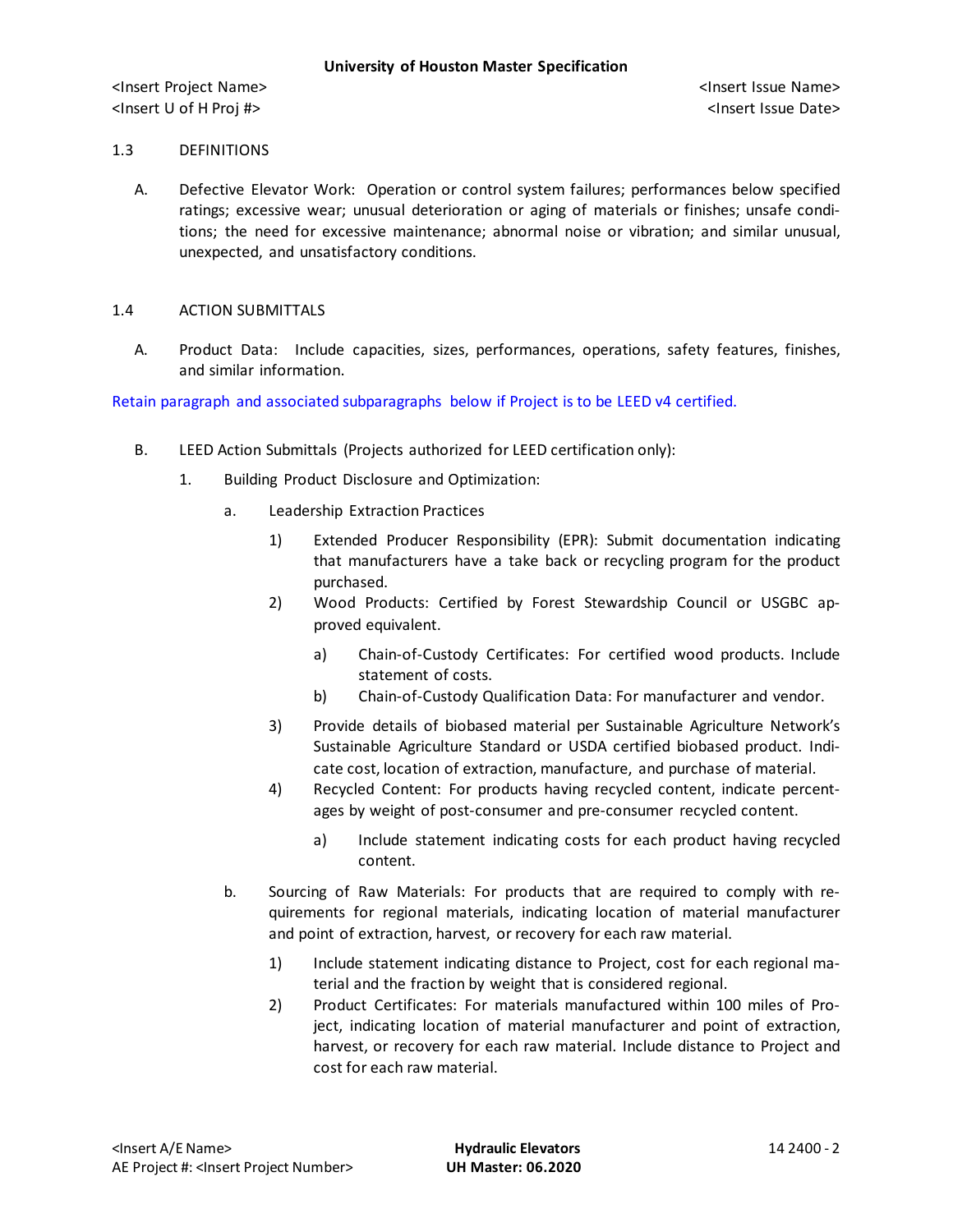## 1.3 DEFINITIONS

A. Defective Elevator Work: Operation or control system failures; performances below specified ratings; excessive wear; unusual deterioration or aging of materials or finishes; unsafe conditions; the need for excessive maintenance; abnormal noise or vibration; and similar unusual, unexpected, and unsatisfactory conditions.

## 1.4 ACTION SUBMITTALS

A. Product Data: Include capacities, sizes, performances, operations, safety features, finishes, and similar information.

Retain paragraph and associated subparagraphs below if Project is to be LEED v4 certified.

B. LEED Action Submittals (Projects authorized for LEED certification only):

1. Building Product Disclosure and Optimization:

   a. Leadership Extraction Practices

      1) Extended Producer Responsibility (EPR): Submit documentation indicating that manufacturers have a take back or recycling program for the product purchased.

      2) Wood Products: Certified by Forest Stewardship Council or USGBC approved equivalent.

         a) Chain-of-Custody Certificates: For certified wood products. Include statement of costs.

         b) Chain-of-Custody Qualification Data: For manufacturer and vendor.

      3) Provide details of biobased material per Sustainable Agriculture Network's Sustainable Agriculture Standard or USDA certified biobased product. Indicate cost, location of extraction, manufacture, and purchase of material.

      4) Recycled Content: For products having recycled content, indicate percentages by weight of post-consumer and pre-consumer recycled content.

         a) Include statement indicating costs for each product having recycled content.

   b. Sourcing of Raw Materials: For products that are required to comply with requirements for regional materials, indicating location of material manufacturer and point of extraction, harvest, or recovery for each raw material.

      1) Include statement indicating distance to Project, cost for each regional material and the fraction by weight that is considered regional.

      2) Product Certificates: For materials manufactured within 100 miles of Project, indicating location of material manufacturer and point of extraction, harvest, or recovery for each raw material. Include distance to Project and cost for each raw material.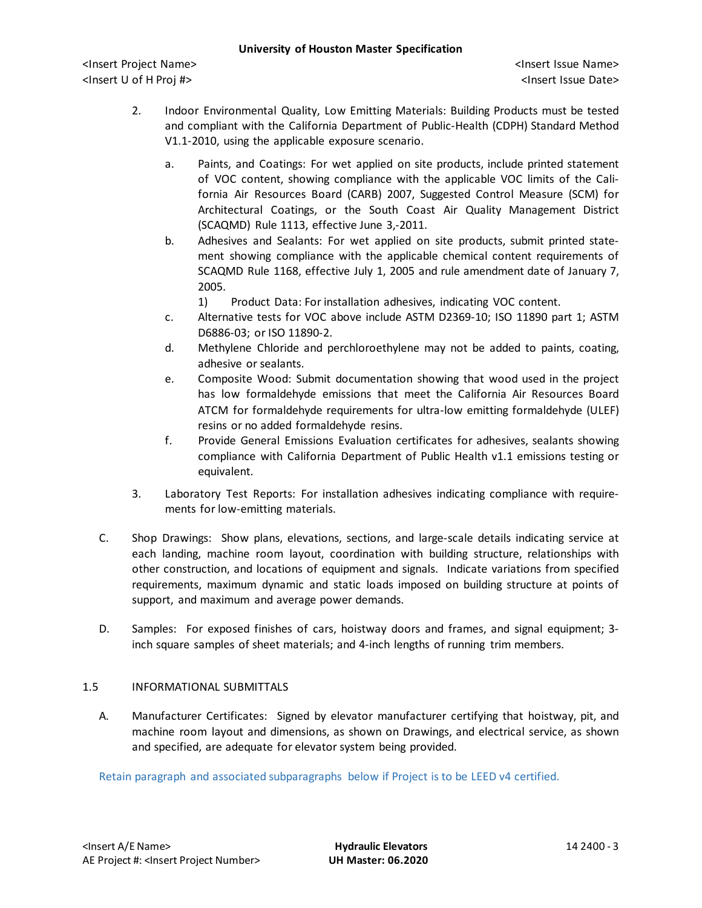2. Indoor Environmental Quality, Low Emitting Materials: Building Products must be tested and compliant with the California Department of Public-Health (CDPH) Standard Method V1.1-2010, using the applicable exposure scenario.

   a. Paints, and Coatings: For wet applied on site products, include printed statement of VOC content, showing compliance with the applicable VOC limits of the California Air Resources Board (CARB) 2007, Suggested Control Measure (SCM) for Architectural Coatings, or the South Coast Air Quality Management District (SCAQMD) Rule 1113, effective June 3,-2011.

   b. Adhesives and Sealants: For wet applied on site products, submit printed statement showing compliance with the applicable chemical content requirements of SCAQMD Rule 1168, effective July 1, 2005 and rule amendment date of January 7, 2005.

      1) Product Data: For installation adhesives, indicating VOC content.

   c. Alternative tests for VOC above include ASTM D2369-10; ISO 11890 part 1; ASTM D6886-03; or ISO 11890-2.

   d. Methylene Chloride and perchloroethylene may not be added to paints, coating, adhesive or sealants.

   e. Composite Wood: Submit documentation showing that wood used in the project has low formaldehyde emissions that meet the California Air Resources Board ATCM for formaldehyde requirements for ultra-low emitting formaldehyde (ULEF) resins or no added formaldehyde resins.

   f. Provide General Emissions Evaluation certificates for adhesives, sealants showing compliance with California Department of Public Health v1.1 emissions testing or equivalent.

3. Laboratory Test Reports: For installation adhesives indicating compliance with requirements for low-emitting materials.

C. Shop Drawings: Show plans, elevations, sections, and large-scale details indicating service at each landing, machine room layout, coordination with building structure, relationships with other construction, and locations of equipment and signals. Indicate variations from specified requirements, maximum dynamic and static loads imposed on building structure at points of support, and maximum and average power demands.

D. Samples: For exposed finishes of cars, hoistway doors and frames, and signal equipment; 3-inch square samples of sheet materials; and 4-inch lengths of running trim members.

## 1.5 INFORMATIONAL SUBMITTALS

A. Manufacturer Certificates: Signed by elevator manufacturer certifying that hoistway, pit, and machine room layout and dimensions, as shown on Drawings, and electrical service, as shown and specified, are adequate for elevator system being provided.

Retain paragraph and associated subparagraphs below if Project is to be LEED v4 certified.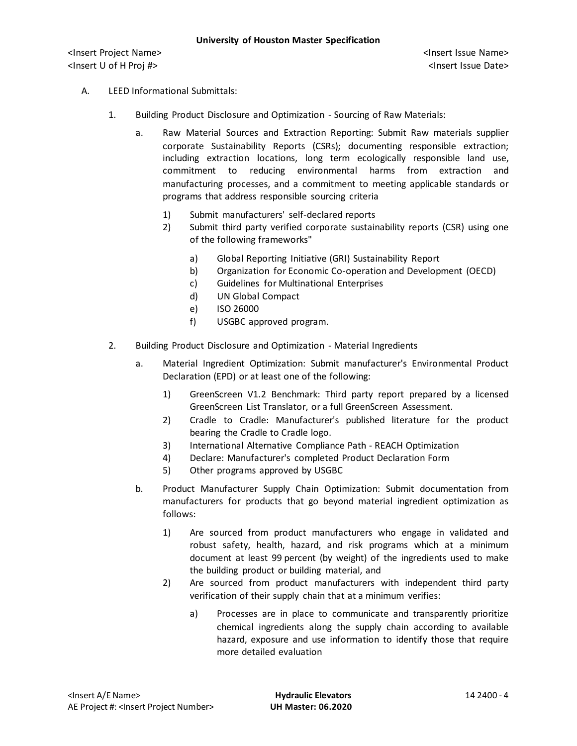A. LEED Informational Submittals:

1. Building Product Disclosure and Optimization - Sourcing of Raw Materials:

   a. Raw Material Sources and Extraction Reporting: Submit Raw materials supplier corporate Sustainability Reports (CSRs); documenting responsible extraction; including extraction locations, long term ecologically responsible land use, commitment to reducing environmental harms from extraction and manufacturing processes, and a commitment to meeting applicable standards or programs that address responsible sourcing criteria

      1) Submit manufacturers' self-declared reports
      2) Submit third party verified corporate sustainability reports (CSR) using one of the following frameworks"

         a) Global Reporting Initiative (GRI) Sustainability Report
         b) Organization for Economic Co-operation and Development (OECD)
         c) Guidelines for Multinational Enterprises
         d) UN Global Compact
         e) ISO 26000
         f) USGBC approved program.

2. Building Product Disclosure and Optimization - Material Ingredients

   a. Material Ingredient Optimization: Submit manufacturer's Environmental Product Declaration (EPD) or at least one of the following:

      1) GreenScreen V1.2 Benchmark: Third party report prepared by a licensed GreenScreen List Translator, or a full GreenScreen Assessment.
      2) Cradle to Cradle: Manufacturer's published literature for the product bearing the Cradle to Cradle logo.
      3) International Alternative Compliance Path - REACH Optimization
      4) Declare: Manufacturer's completed Product Declaration Form
      5) Other programs approved by USGBC

   b. Product Manufacturer Supply Chain Optimization: Submit documentation from manufacturers for products that go beyond material ingredient optimization as follows:

      1) Are sourced from product manufacturers who engage in validated and robust safety, health, hazard, and risk programs which at a minimum document at least 99 percent (by weight) of the ingredients used to make the building product or building material, and
      2) Are sourced from product manufacturers with independent third party verification of their supply chain that at a minimum verifies:

         a) Processes are in place to communicate and transparently prioritize chemical ingredients along the supply chain according to available hazard, exposure and use information to identify those that require more detailed evaluation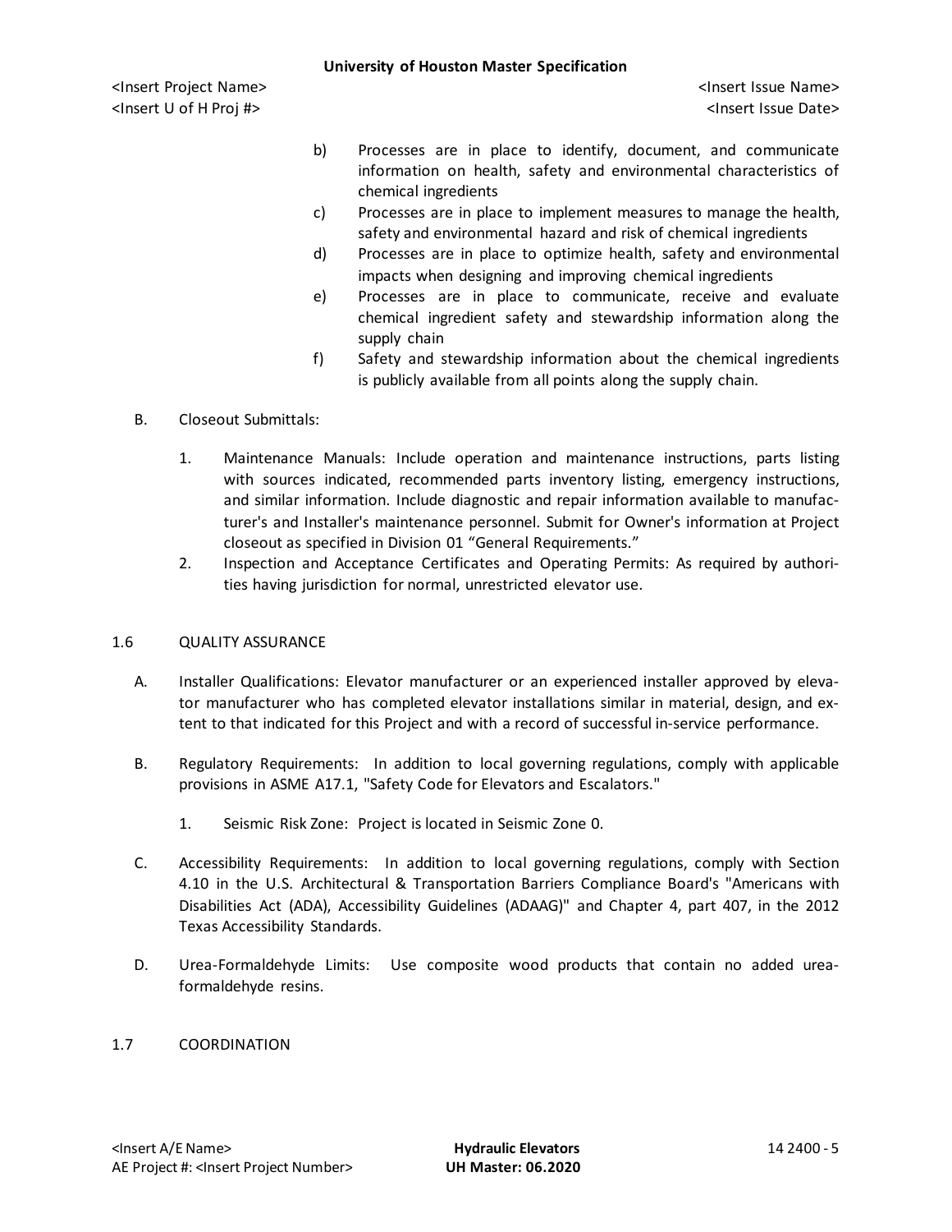b) Processes are in place to identify, document, and communicate information on health, safety and environmental characteristics of chemical ingredients

c) Processes are in place to implement measures to manage the health, safety and environmental hazard and risk of chemical ingredients

d) Processes are in place to optimize health, safety and environmental impacts when designing and improving chemical ingredients

e) Processes are in place to communicate, receive and evaluate chemical ingredient safety and stewardship information along the supply chain

f) Safety and stewardship information about the chemical ingredients is publicly available from all points along the supply chain.

B. Closeout Submittals:

1. Maintenance Manuals: Include operation and maintenance instructions, parts listing with sources indicated, recommended parts inventory listing, emergency instructions, and similar information. Include diagnostic and repair information available to manufacturer's and Installer's maintenance personnel. Submit for Owner's information at Project closeout as specified in Division 01 "General Requirements."

2. Inspection and Acceptance Certificates and Operating Permits: As required by authorities having jurisdiction for normal, unrestricted elevator use.

## 1.6 QUALITY ASSURANCE

A. Installer Qualifications: Elevator manufacturer or an experienced installer approved by elevator manufacturer who has completed elevator installations similar in material, design, and extent to that indicated for this Project and with a record of successful in-service performance.

B. Regulatory Requirements: In addition to local governing regulations, comply with applicable provisions in ASME A17.1, "Safety Code for Elevators and Escalators."

1. Seismic Risk Zone: Project is located in Seismic Zone 0.

C. Accessibility Requirements: In addition to local governing regulations, comply with Section 4.10 in the U.S. Architectural & Transportation Barriers Compliance Board's "Americans with Disabilities Act (ADA), Accessibility Guidelines (ADAAG)" and Chapter 4, part 407, in the 2012 Texas Accessibility Standards.

D. Urea-Formaldehyde Limits: Use composite wood products that contain no added urea-formaldehyde resins.

## 1.7 COORDINATION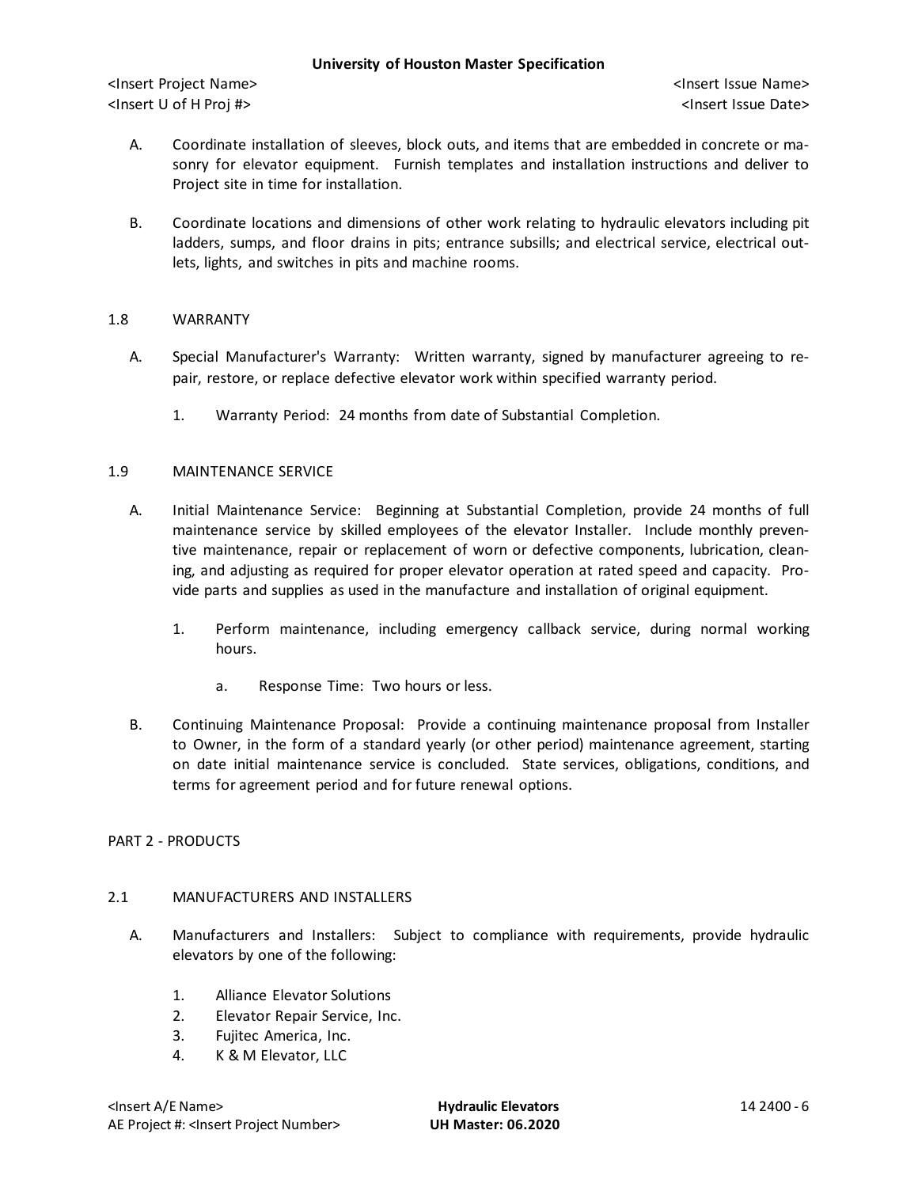A. Coordinate installation of sleeves, block outs, and items that are embedded in concrete or masonry for elevator equipment. Furnish templates and installation instructions and deliver to Project site in time for installation.

B. Coordinate locations and dimensions of other work relating to hydraulic elevators including pit ladders, sumps, and floor drains in pits; entrance subsills; and electrical service, electrical outlets, lights, and switches in pits and machine rooms.

## 1.8 WARRANTY

A. Special Manufacturer's Warranty: Written warranty, signed by manufacturer agreeing to repair, restore, or replace defective elevator work within specified warranty period.

1. Warranty Period: 24 months from date of Substantial Completion.

## 1.9 MAINTENANCE SERVICE

A. Initial Maintenance Service: Beginning at Substantial Completion, provide 24 months of full maintenance service by skilled employees of the elevator Installer. Include monthly preventive maintenance, repair or replacement of worn or defective components, lubrication, cleaning, and adjusting as required for proper elevator operation at rated speed and capacity. Provide parts and supplies as used in the manufacture and installation of original equipment.

1. Perform maintenance, including emergency callback service, during normal working hours.

   a. Response Time: Two hours or less.

B. Continuing Maintenance Proposal: Provide a continuing maintenance proposal from Installer to Owner, in the form of a standard yearly (or other period) maintenance agreement, starting on date initial maintenance service is concluded. State services, obligations, conditions, and terms for agreement period and for future renewal options.

# PART 2 - PRODUCTS

## 2.1 MANUFACTURERS AND INSTALLERS

A. Manufacturers and Installers: Subject to compliance with requirements, provide hydraulic elevators by one of the following:

1. Alliance Elevator Solutions
2. Elevator Repair Service, Inc.
3. Fujitec America, Inc.
4. K & M Elevator, LLC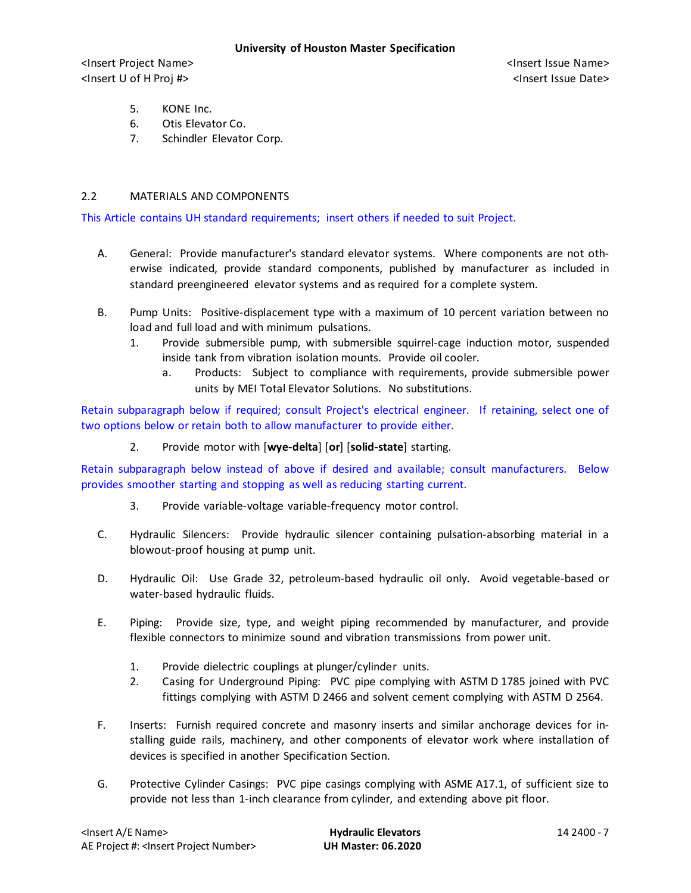5. KONE Inc.
6. Otis Elevator Co.
7. Schindler Elevator Corp.

## 2.2 MATERIALS AND COMPONENTS

This Article contains UH standard requirements; insert others if needed to suit Project.

A. General: Provide manufacturer's standard elevator systems. Where components are not otherwise indicated, provide standard components, published by manufacturer as included in standard preengineered elevator systems and as required for a complete system.

B. Pump Units: Positive-displacement type with a maximum of 10 percent variation between no load and full load and with minimum pulsations.
   1. Provide submersible pump, with submersible squirrel-cage induction motor, suspended inside tank from vibration isolation mounts. Provide oil cooler.
      a. Products: Subject to compliance with requirements, provide submersible power units by MEI Total Elevator Solutions. No substitutions.

Retain subparagraph below if required; consult Project's electrical engineer. If retaining, select one of two options below or retain both to allow manufacturer to provide either.

   2. Provide motor with [**wye-delta**] [**or**] [**solid-state**] starting.

Retain subparagraph below instead of above if desired and available; consult manufacturers. Below provides smoother starting and stopping as well as reducing starting current.

   3. Provide variable-voltage variable-frequency motor control.

C. Hydraulic Silencers: Provide hydraulic silencer containing pulsation-absorbing material in a blowout-proof housing at pump unit.

D. Hydraulic Oil: Use Grade 32, petroleum-based hydraulic oil only. Avoid vegetable-based or water-based hydraulic fluids.

E. Piping: Provide size, type, and weight piping recommended by manufacturer, and provide flexible connectors to minimize sound and vibration transmissions from power unit.
   1. Provide dielectric couplings at plunger/cylinder units.
   2. Casing for Underground Piping: PVC pipe complying with ASTM D 1785 joined with PVC fittings complying with ASTM D 2466 and solvent cement complying with ASTM D 2564.

F. Inserts: Furnish required concrete and masonry inserts and similar anchorage devices for installing guide rails, machinery, and other components of elevator work where installation of devices is specified in another Specification Section.

G. Protective Cylinder Casings: PVC pipe casings complying with ASME A17.1, of sufficient size to provide not less than 1-inch clearance from cylinder, and extending above pit floor.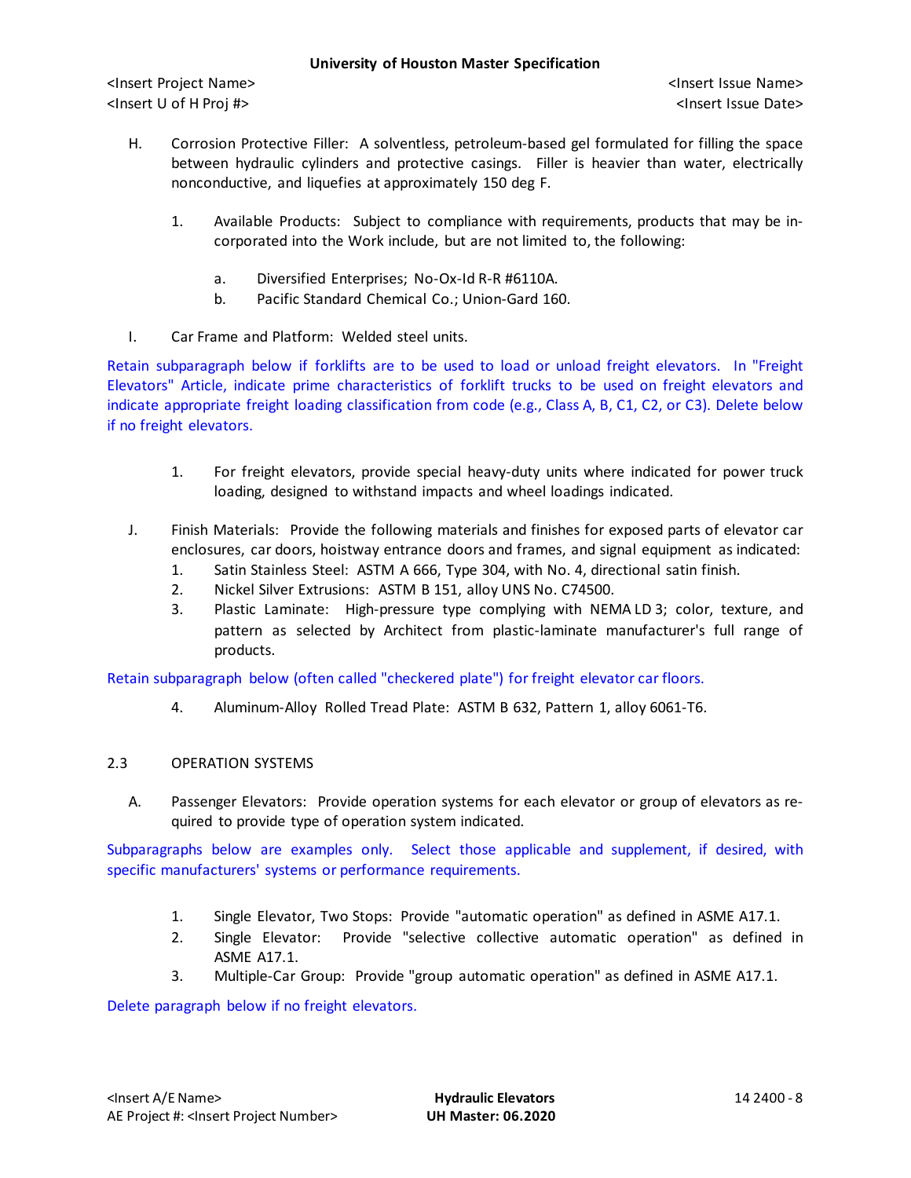H. Corrosion Protective Filler: A solventless, petroleum-based gel formulated for filling the space between hydraulic cylinders and protective casings. Filler is heavier than water, electrically nonconductive, and liquefies at approximately 150 deg F.

1. Available Products: Subject to compliance with requirements, products that may be incorporated into the Work include, but are not limited to, the following:

    a. Diversified Enterprises; No-Ox-Id R-R #6110A.
    b. Pacific Standard Chemical Co.; Union-Gard 160.

I. Car Frame and Platform: Welded steel units.

Retain subparagraph below if forklifts are to be used to load or unload freight elevators. In "Freight Elevators" Article, indicate prime characteristics of forklift trucks to be used on freight elevators and indicate appropriate freight loading classification from code (e.g., Class A, B, C1, C2, or C3). Delete below if no freight elevators.

1. For freight elevators, provide special heavy-duty units where indicated for power truck loading, designed to withstand impacts and wheel loadings indicated.

J. Finish Materials: Provide the following materials and finishes for exposed parts of elevator car enclosures, car doors, hoistway entrance doors and frames, and signal equipment as indicated:

1. Satin Stainless Steel: ASTM A 666, Type 304, with No. 4, directional satin finish.
2. Nickel Silver Extrusions: ASTM B 151, alloy UNS No. C74500.
3. Plastic Laminate: High-pressure type complying with NEMA LD 3; color, texture, and pattern as selected by Architect from plastic-laminate manufacturer's full range of products.

Retain subparagraph below (often called "checkered plate") for freight elevator car floors.

4. Aluminum-Alloy Rolled Tread Plate: ASTM B 632, Pattern 1, alloy 6061-T6.

## 2.3 OPERATION SYSTEMS

A. Passenger Elevators: Provide operation systems for each elevator or group of elevators as required to provide type of operation system indicated.

Subparagraphs below are examples only. Select those applicable and supplement, if desired, with specific manufacturers' systems or performance requirements.

1. Single Elevator, Two Stops: Provide "automatic operation" as defined in ASME A17.1.
2. Single Elevator: Provide "selective collective automatic operation" as defined in ASME A17.1.
3. Multiple-Car Group: Provide "group automatic operation" as defined in ASME A17.1.

Delete paragraph below if no freight elevators.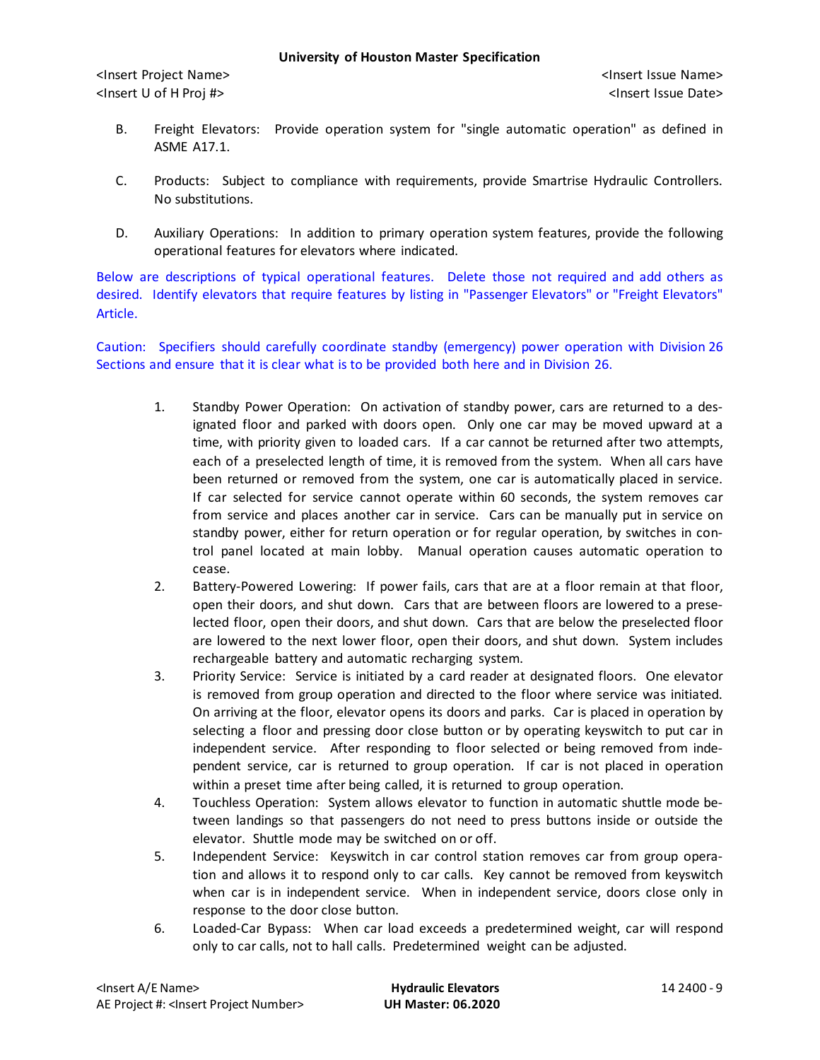B. Freight Elevators: Provide operation system for "single automatic operation" as defined in ASME A17.1.

C. Products: Subject to compliance with requirements, provide Smartrise Hydraulic Controllers. No substitutions.

D. Auxiliary Operations: In addition to primary operation system features, provide the following operational features for elevators where indicated.

Below are descriptions of typical operational features. Delete those not required and add others as desired. Identify elevators that require features by listing in "Passenger Elevators" or "Freight Elevators" Article.

Caution: Specifiers should carefully coordinate standby (emergency) power operation with Division 26 Sections and ensure that it is clear what is to be provided both here and in Division 26.

1. Standby Power Operation: On activation of standby power, cars are returned to a designated floor and parked with doors open. Only one car may be moved upward at a time, with priority given to loaded cars. If a car cannot be returned after two attempts, each of a preselected length of time, it is removed from the system. When all cars have been returned or removed from the system, one car is automatically placed in service. If car selected for service cannot operate within 60 seconds, the system removes car from service and places another car in service. Cars can be manually put in service on standby power, either for return operation or for regular operation, by switches in control panel located at main lobby. Manual operation causes automatic operation to cease.
2. Battery-Powered Lowering: If power fails, cars that are at a floor remain at that floor, open their doors, and shut down. Cars that are between floors are lowered to a preselected floor, open their doors, and shut down. Cars that are below the preselected floor are lowered to the next lower floor, open their doors, and shut down. System includes rechargeable battery and automatic recharging system.
3. Priority Service: Service is initiated by a card reader at designated floors. One elevator is removed from group operation and directed to the floor where service was initiated. On arriving at the floor, elevator opens its doors and parks. Car is placed in operation by selecting a floor and pressing door close button or by operating keyswitch to put car in independent service. After responding to floor selected or being removed from independent service, car is returned to group operation. If car is not placed in operation within a preset time after being called, it is returned to group operation.
4. Touchless Operation: System allows elevator to function in automatic shuttle mode between landings so that passengers do not need to press buttons inside or outside the elevator. Shuttle mode may be switched on or off.
5. Independent Service: Keyswitch in car control station removes car from group operation and allows it to respond only to car calls. Key cannot be removed from keyswitch when car is in independent service. When in independent service, doors close only in response to the door close button.
6. Loaded-Car Bypass: When car load exceeds a predetermined weight, car will respond only to car calls, not to hall calls. Predetermined weight can be adjusted.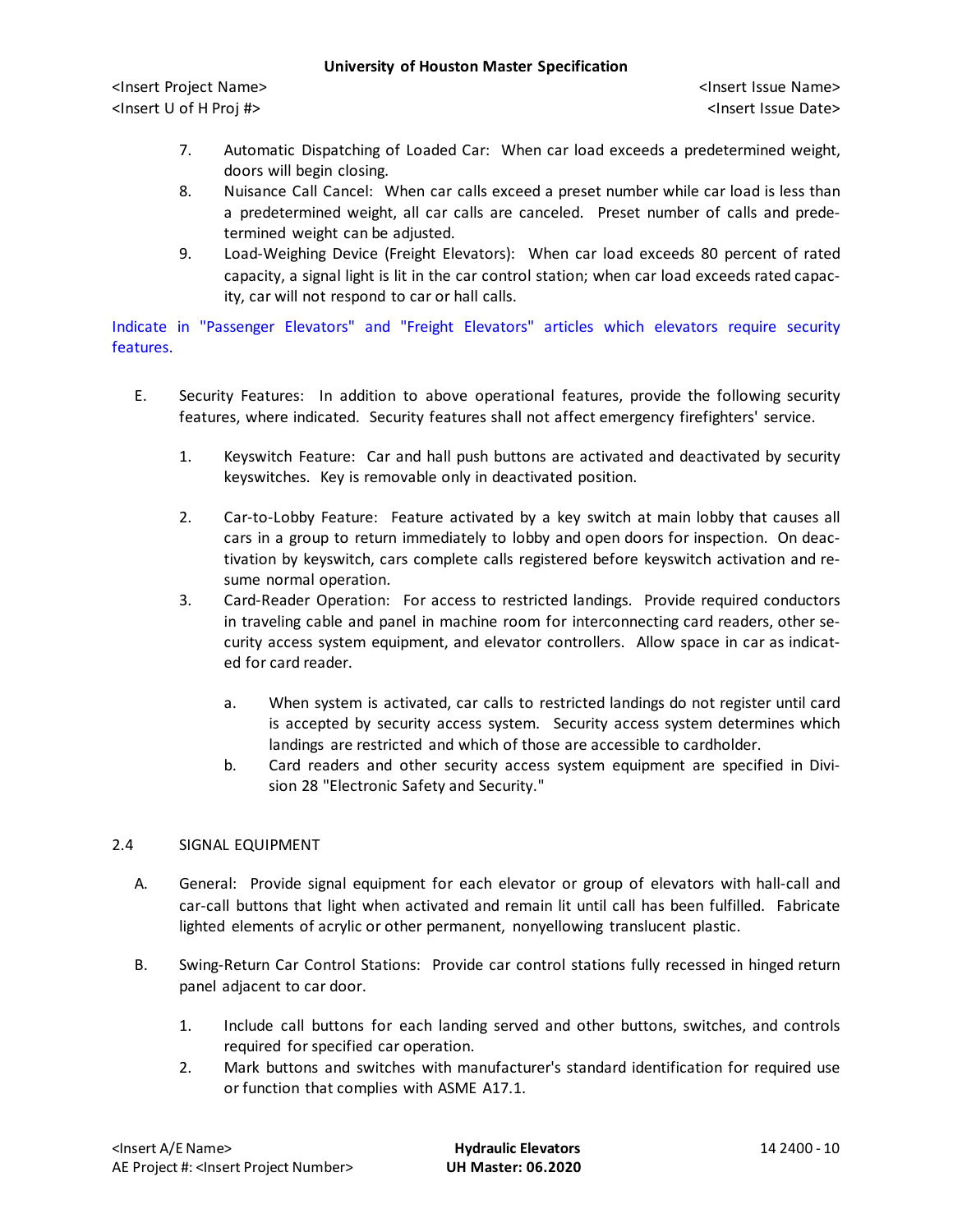7. Automatic Dispatching of Loaded Car: When car load exceeds a predetermined weight, doors will begin closing.
8. Nuisance Call Cancel: When car calls exceed a preset number while car load is less than a predetermined weight, all car calls are canceled. Preset number of calls and predetermined weight can be adjusted.
9. Load-Weighing Device (Freight Elevators): When car load exceeds 80 percent of rated capacity, a signal light is lit in the car control station; when car load exceeds rated capacity, car will not respond to car or hall calls.

Indicate in "Passenger Elevators" and "Freight Elevators" articles which elevators require security features.

E. Security Features: In addition to above operational features, provide the following security features, where indicated. Security features shall not affect emergency firefighters' service.

1. Keyswitch Feature: Car and hall push buttons are activated and deactivated by security keyswitches. Key is removable only in deactivated position.
2. Car-to-Lobby Feature: Feature activated by a key switch at main lobby that causes all cars in a group to return immediately to lobby and open doors for inspection. On deactivation by keyswitch, cars complete calls registered before keyswitch activation and resume normal operation.
3. Card-Reader Operation: For access to restricted landings. Provide required conductors in traveling cable and panel in machine room for interconnecting card readers, other security access system equipment, and elevator controllers. Allow space in car as indicated for card reader.
   a. When system is activated, car calls to restricted landings do not register until card is accepted by security access system. Security access system determines which landings are restricted and which of those are accessible to cardholder.
   b. Card readers and other security access system equipment are specified in Division 28 "Electronic Safety and Security."

## 2.4 SIGNAL EQUIPMENT

A. General: Provide signal equipment for each elevator or group of elevators with hall-call and car-call buttons that light when activated and remain lit until call has been fulfilled. Fabricate lighted elements of acrylic or other permanent, nonyellowing translucent plastic.

B. Swing-Return Car Control Stations: Provide car control stations fully recessed in hinged return panel adjacent to car door.

1. Include call buttons for each landing served and other buttons, switches, and controls required for specified car operation.
2. Mark buttons and switches with manufacturer's standard identification for required use or function that complies with ASME A17.1.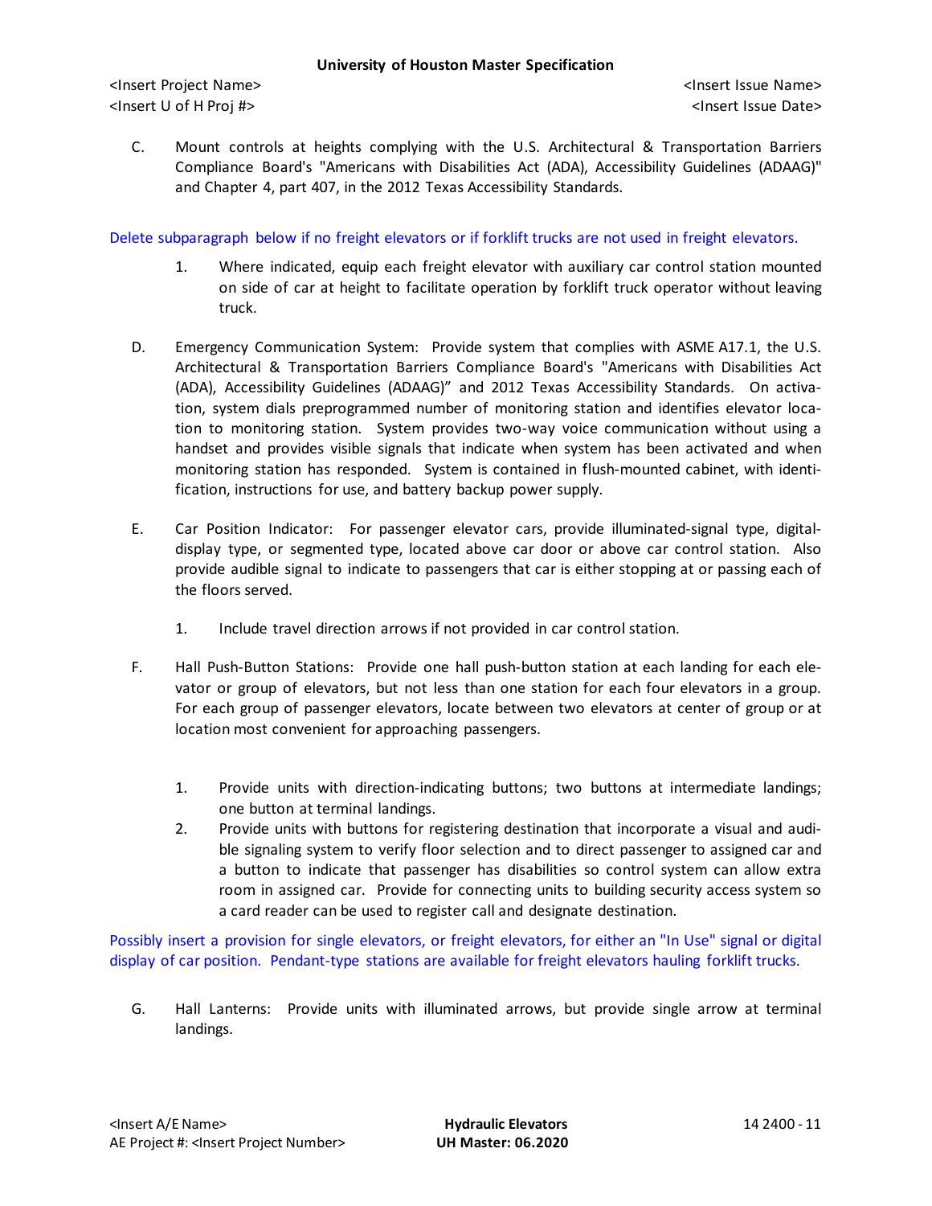C. Mount controls at heights complying with the U.S. Architectural & Transportation Barriers Compliance Board's "Americans with Disabilities Act (ADA), Accessibility Guidelines (ADAAG)" and Chapter 4, part 407, in the 2012 Texas Accessibility Standards.

Delete subparagraph below if no freight elevators or if forklift trucks are not used in freight elevators.

1. Where indicated, equip each freight elevator with auxiliary car control station mounted on side of car at height to facilitate operation by forklift truck operator without leaving truck.

D. Emergency Communication System: Provide system that complies with ASME A17.1, the U.S. Architectural & Transportation Barriers Compliance Board's "Americans with Disabilities Act (ADA), Accessibility Guidelines (ADAAG)" and 2012 Texas Accessibility Standards. On activation, system dials preprogrammed number of monitoring station and identifies elevator location to monitoring station. System provides two-way voice communication without using a handset and provides visible signals that indicate when system has been activated and when monitoring station has responded. System is contained in flush-mounted cabinet, with identification, instructions for use, and battery backup power supply.

E. Car Position Indicator: For passenger elevator cars, provide illuminated-signal type, digital-display type, or segmented type, located above car door or above car control station. Also provide audible signal to indicate to passengers that car is either stopping at or passing each of the floors served.

1. Include travel direction arrows if not provided in car control station.

F. Hall Push-Button Stations: Provide one hall push-button station at each landing for each elevator or group of elevators, but not less than one station for each four elevators in a group. For each group of passenger elevators, locate between two elevators at center of group or at location most convenient for approaching passengers.

1. Provide units with direction-indicating buttons; two buttons at intermediate landings; one button at terminal landings.
2. Provide units with buttons for registering destination that incorporate a visual and audible signaling system to verify floor selection and to direct passenger to assigned car and a button to indicate that passenger has disabilities so control system can allow extra room in assigned car. Provide for connecting units to building security access system so a card reader can be used to register call and designate destination.

Possibly insert a provision for single elevators, or freight elevators, for either an "In Use" signal or digital display of car position. Pendant-type stations are available for freight elevators hauling forklift trucks.

G. Hall Lanterns: Provide units with illuminated arrows, but provide single arrow at terminal landings.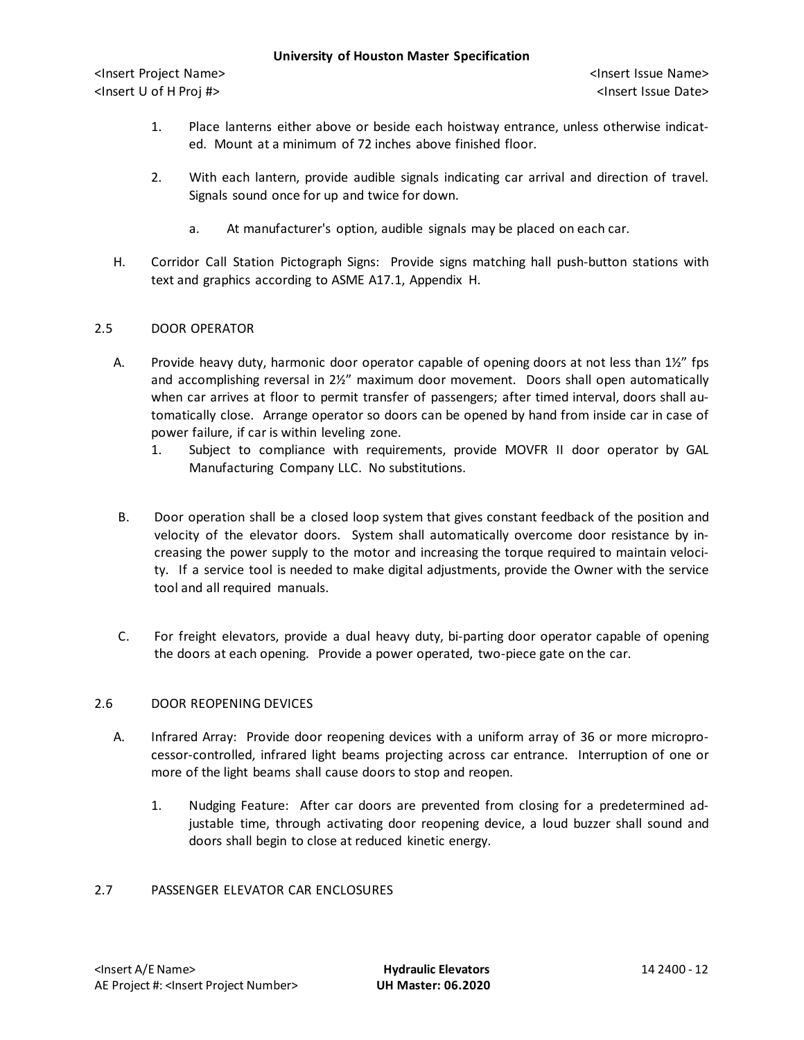1. Place lanterns either above or beside each hoistway entrance, unless otherwise indicated. Mount at a minimum of 72 inches above finished floor.

2. With each lantern, provide audible signals indicating car arrival and direction of travel. Signals sound once for up and twice for down.

   a. At manufacturer's option, audible signals may be placed on each car.

H. Corridor Call Station Pictograph Signs: Provide signs matching hall push-button stations with text and graphics according to ASME A17.1, Appendix H.

## 2.5 DOOR OPERATOR

A. Provide heavy duty, harmonic door operator capable of opening doors at not less than 1½" fps and accomplishing reversal in 2½" maximum door movement. Doors shall open automatically when car arrives at floor to permit transfer of passengers; after timed interval, doors shall automatically close. Arrange operator so doors can be opened by hand from inside car in case of power failure, if car is within leveling zone.

   1. Subject to compliance with requirements, provide MOVFR II door operator by GAL Manufacturing Company LLC. No substitutions.

B. Door operation shall be a closed loop system that gives constant feedback of the position and velocity of the elevator doors. System shall automatically overcome door resistance by increasing the power supply to the motor and increasing the torque required to maintain velocity. If a service tool is needed to make digital adjustments, provide the Owner with the service tool and all required manuals.

C. For freight elevators, provide a dual heavy duty, bi-parting door operator capable of opening the doors at each opening. Provide a power operated, two-piece gate on the car.

## 2.6 DOOR REOPENING DEVICES

A. Infrared Array: Provide door reopening devices with a uniform array of 36 or more microprocessor-controlled, infrared light beams projecting across car entrance. Interruption of one or more of the light beams shall cause doors to stop and reopen.

   1. Nudging Feature: After car doors are prevented from closing for a predetermined adjustable time, through activating door reopening device, a loud buzzer shall sound and doors shall begin to close at reduced kinetic energy.

## 2.7 PASSENGER ELEVATOR CAR ENCLOSURES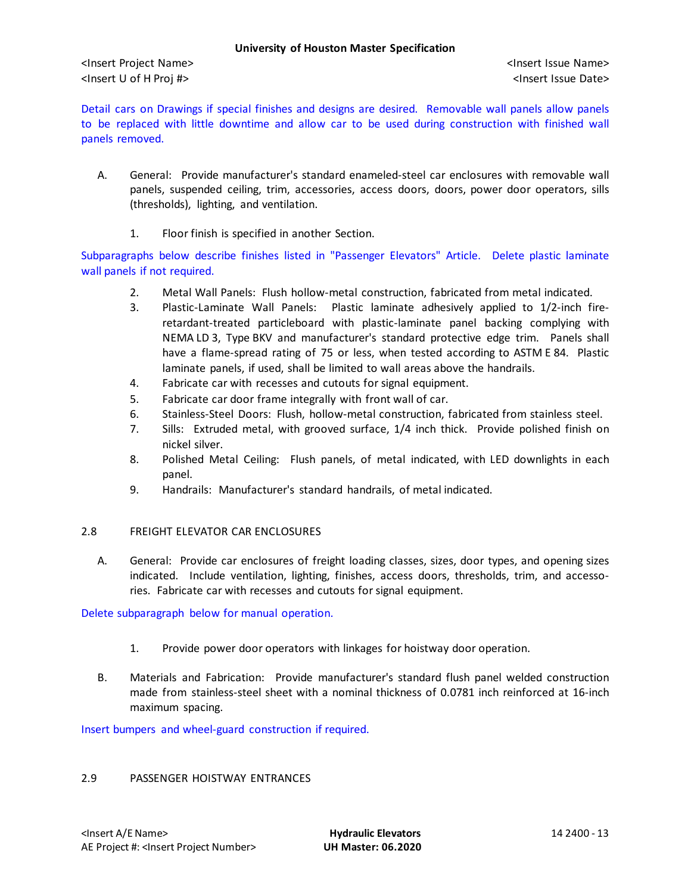Detail cars on Drawings if special finishes and designs are desired. Removable wall panels allow panels to be replaced with little downtime and allow car to be used during construction with finished wall panels removed.

A. General: Provide manufacturer's standard enameled-steel car enclosures with removable wall panels, suspended ceiling, trim, accessories, access doors, doors, power door operators, sills (thresholds), lighting, and ventilation.

1. Floor finish is specified in another Section.

Subparagraphs below describe finishes listed in "Passenger Elevators" Article. Delete plastic laminate wall panels if not required.

2. Metal Wall Panels: Flush hollow-metal construction, fabricated from metal indicated.
3. Plastic-Laminate Wall Panels: Plastic laminate adhesively applied to 1/2-inch fire-retardant-treated particleboard with plastic-laminate panel backing complying with NEMA LD 3, Type BKV and manufacturer's standard protective edge trim. Panels shall have a flame-spread rating of 75 or less, when tested according to ASTM E 84. Plastic laminate panels, if used, shall be limited to wall areas above the handrails.
4. Fabricate car with recesses and cutouts for signal equipment.
5. Fabricate car door frame integrally with front wall of car.
6. Stainless-Steel Doors: Flush, hollow-metal construction, fabricated from stainless steel.
7. Sills: Extruded metal, with grooved surface, 1/4 inch thick. Provide polished finish on nickel silver.
8. Polished Metal Ceiling: Flush panels, of metal indicated, with LED downlights in each panel.
9. Handrails: Manufacturer's standard handrails, of metal indicated.

## 2.8 FREIGHT ELEVATOR CAR ENCLOSURES

A. General: Provide car enclosures of freight loading classes, sizes, door types, and opening sizes indicated. Include ventilation, lighting, finishes, access doors, thresholds, trim, and accessories. Fabricate car with recesses and cutouts for signal equipment.

Delete subparagraph below for manual operation.

1. Provide power door operators with linkages for hoistway door operation.

B. Materials and Fabrication: Provide manufacturer's standard flush panel welded construction made from stainless-steel sheet with a nominal thickness of 0.0781 inch reinforced at 16-inch maximum spacing.

Insert bumpers and wheel-guard construction if required.

## 2.9 PASSENGER HOISTWAY ENTRANCES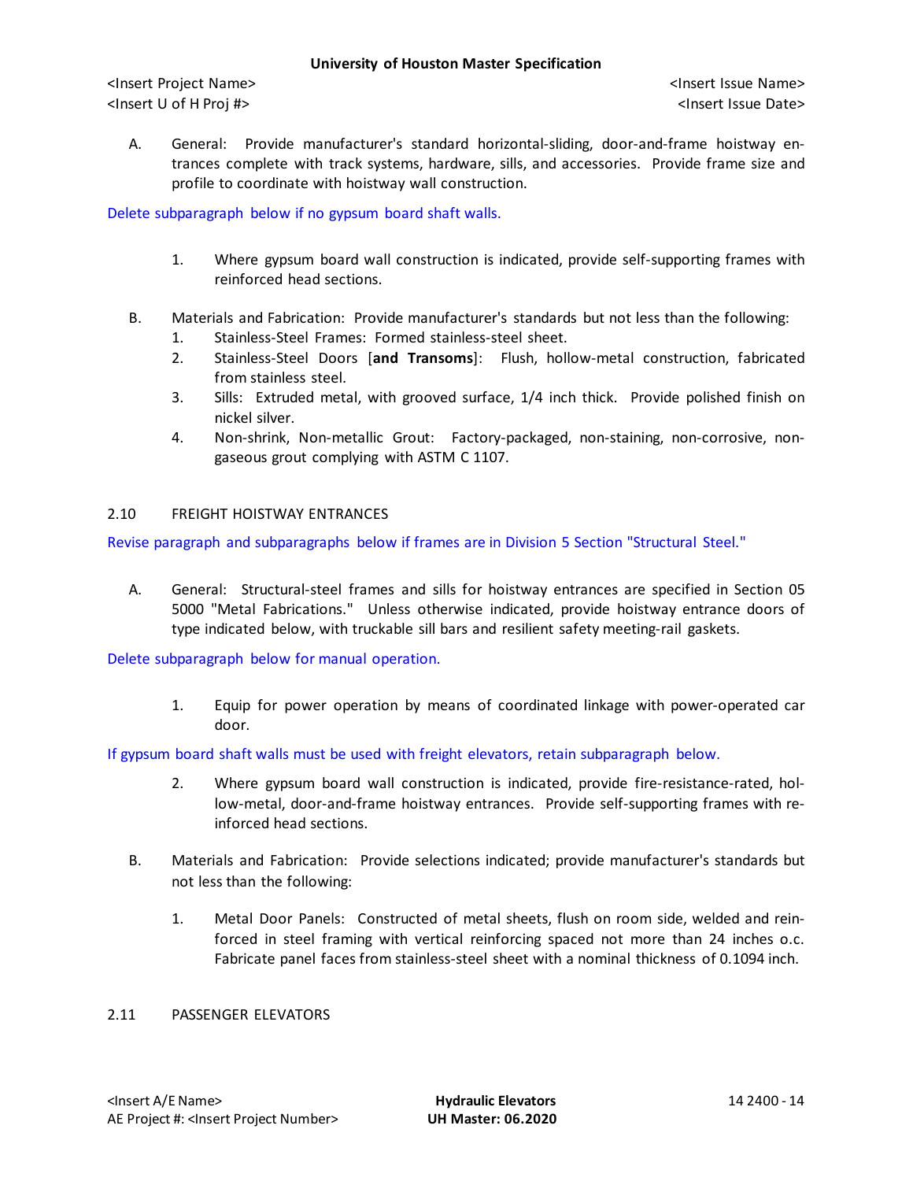A. General: Provide manufacturer's standard horizontal-sliding, door-and-frame hoistway entrances complete with track systems, hardware, sills, and accessories. Provide frame size and profile to coordinate with hoistway wall construction.

Delete subparagraph below if no gypsum board shaft walls.

1. Where gypsum board wall construction is indicated, provide self-supporting frames with reinforced head sections.

B. Materials and Fabrication: Provide manufacturer's standards but not less than the following:
   1. Stainless-Steel Frames: Formed stainless-steel sheet.
   2. Stainless-Steel Doors [**and Transoms**]: Flush, hollow-metal construction, fabricated from stainless steel.
   3. Sills: Extruded metal, with grooved surface, 1/4 inch thick. Provide polished finish on nickel silver.
   4. Non-shrink, Non-metallic Grout: Factory-packaged, non-staining, non-corrosive, non-gaseous grout complying with ASTM C 1107.

## 2.10 FREIGHT HOISTWAY ENTRANCES

Revise paragraph and subparagraphs below if frames are in Division 5 Section "Structural Steel."

A. General: Structural-steel frames and sills for hoistway entrances are specified in Section 05 5000 "Metal Fabrications." Unless otherwise indicated, provide hoistway entrance doors of type indicated below, with truckable sill bars and resilient safety meeting-rail gaskets.

Delete subparagraph below for manual operation.

1. Equip for power operation by means of coordinated linkage with power-operated car door.

If gypsum board shaft walls must be used with freight elevators, retain subparagraph below.

2. Where gypsum board wall construction is indicated, provide fire-resistance-rated, hollow-metal, door-and-frame hoistway entrances. Provide self-supporting frames with reinforced head sections.

B. Materials and Fabrication: Provide selections indicated; provide manufacturer's standards but not less than the following:

   1. Metal Door Panels: Constructed of metal sheets, flush on room side, welded and reinforced in steel framing with vertical reinforcing spaced not more than 24 inches o.c. Fabricate panel faces from stainless-steel sheet with a nominal thickness of 0.1094 inch.

## 2.11 PASSENGER ELEVATORS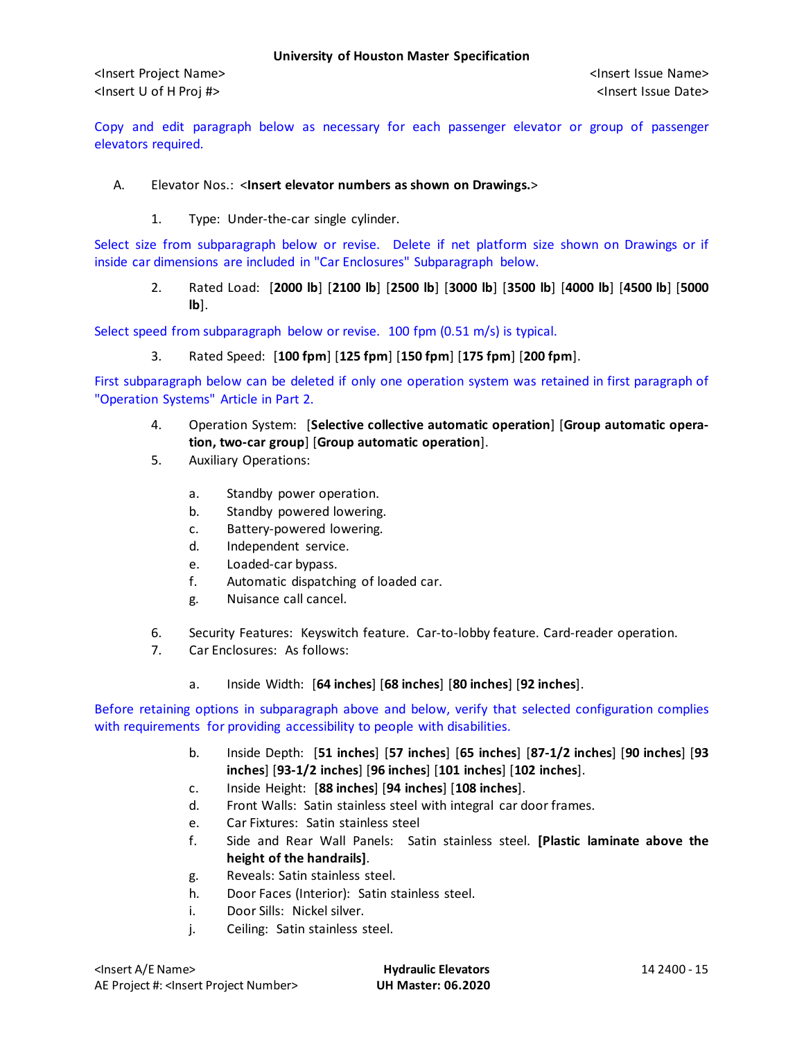Copy and edit paragraph below as necessary for each passenger elevator or group of passenger elevators required.

A. Elevator Nos.: <**Insert elevator numbers as shown on Drawings.**>

1. Type: Under-the-car single cylinder.

Select size from subparagraph below or revise. Delete if net platform size shown on Drawings or if inside car dimensions are included in "Car Enclosures" Subparagraph below.

2. Rated Load: [**2000 lb**] [**2100 lb**] [**2500 lb**] [**3000 lb**] [**3500 lb**] [**4000 lb**] [**4500 lb**] [**5000 lb**].

Select speed from subparagraph below or revise. 100 fpm (0.51 m/s) is typical.

3. Rated Speed: [**100 fpm**] [**125 fpm**] [**150 fpm**] [**175 fpm**] [**200 fpm**].

First subparagraph below can be deleted if only one operation system was retained in first paragraph of "Operation Systems" Article in Part 2.

4. Operation System: [**Selective collective automatic operation**] [**Group automatic operation, two-car group**] [**Group automatic operation**].
5. Auxiliary Operations:
   a. Standby power operation.
   b. Standby powered lowering.
   c. Battery-powered lowering.
   d. Independent service.
   e. Loaded-car bypass.
   f. Automatic dispatching of loaded car.
   g. Nuisance call cancel.
6. Security Features: Keyswitch feature. Car-to-lobby feature. Card-reader operation.
7. Car Enclosures: As follows:
   a. Inside Width: [**64 inches**] [**68 inches**] [**80 inches**] [**92 inches**].

Before retaining options in subparagraph above and below, verify that selected configuration complies with requirements for providing accessibility to people with disabilities.

   b. Inside Depth: [**51 inches**] [**57 inches**] [**65 inches**] [**87-1/2 inches**] [**90 inches**] [**93 inches**] [**93-1/2 inches**] [**96 inches**] [**101 inches**] [**102 inches**].
   c. Inside Height: [**88 inches**] [**94 inches**] [**108 inches**].
   d. Front Walls: Satin stainless steel with integral car door frames.
   e. Car Fixtures: Satin stainless steel
   f. Side and Rear Wall Panels: Satin stainless steel. **[Plastic laminate above the height of the handrails]**.
   g. Reveals: Satin stainless steel.
   h. Door Faces (Interior): Satin stainless steel.
   i. Door Sills: Nickel silver.
   j. Ceiling: Satin stainless steel.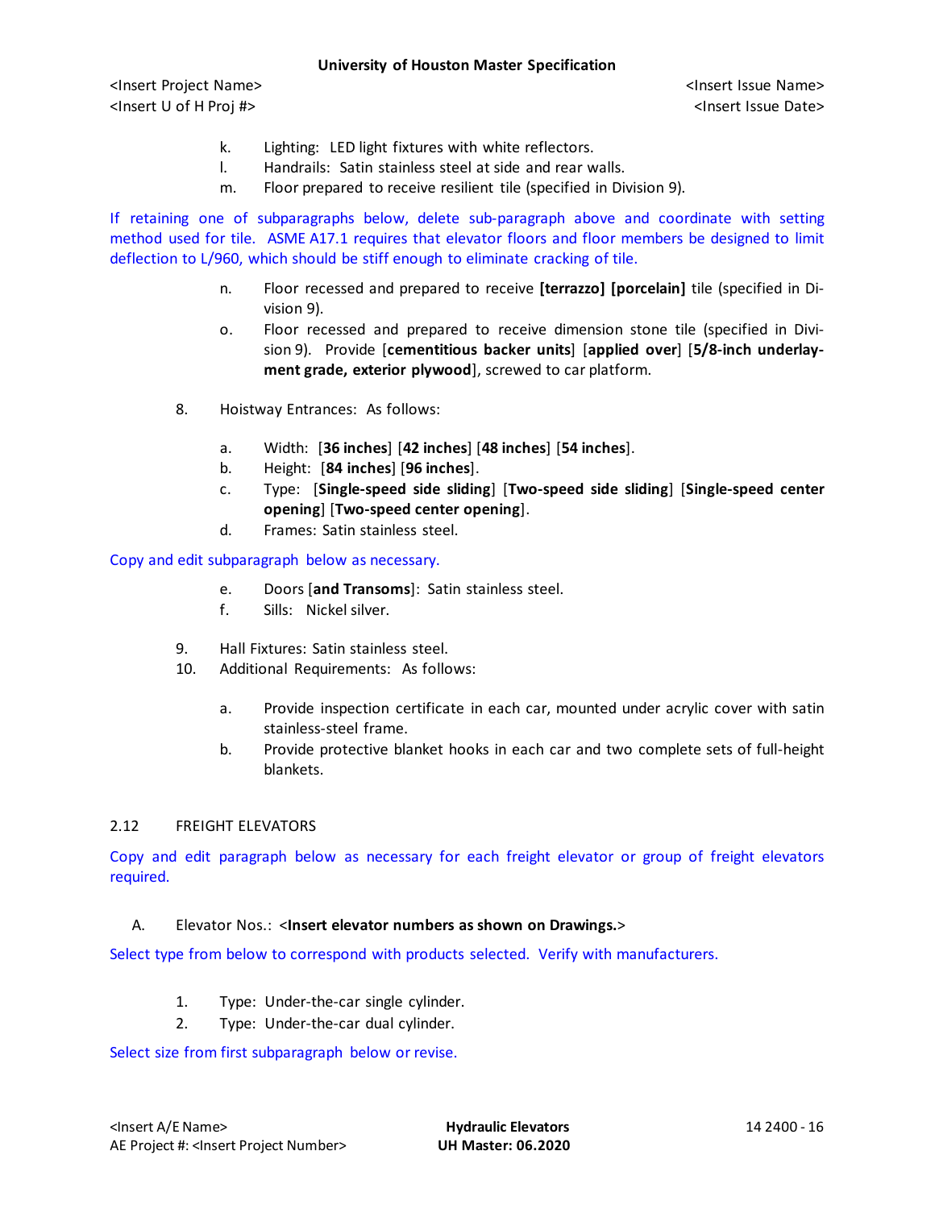k. Lighting: LED light fixtures with white reflectors.
l. Handrails: Satin stainless steel at side and rear walls.
m. Floor prepared to receive resilient tile (specified in Division 9).

If retaining one of subparagraphs below, delete sub-paragraph above and coordinate with setting method used for tile. ASME A17.1 requires that elevator floors and floor members be designed to limit deflection to L/960, which should be stiff enough to eliminate cracking of tile.

n. Floor recessed and prepared to receive **[terrazzo] [porcelain]** tile (specified in Division 9).
o. Floor recessed and prepared to receive dimension stone tile (specified in Division 9). Provide [**cementitious backer units**] [**applied over**] [**5/8-inch underlayment grade, exterior plywood**], screwed to car platform.

8. Hoistway Entrances: As follows:

a. Width: [**36 inches**] [**42 inches**] [**48 inches**] [**54 inches**].
b. Height: [**84 inches**] [**96 inches**].
c. Type: [**Single-speed side sliding**] [**Two-speed side sliding**] [**Single-speed center opening**] [**Two-speed center opening**].
d. Frames: Satin stainless steel.

Copy and edit subparagraph below as necessary.

e. Doors [**and Transoms**]: Satin stainless steel.
f. Sills: Nickel silver.

9. Hall Fixtures: Satin stainless steel.
10. Additional Requirements: As follows:

a. Provide inspection certificate in each car, mounted under acrylic cover with satin stainless-steel frame.
b. Provide protective blanket hooks in each car and two complete sets of full-height blankets.

## 2.12 FREIGHT ELEVATORS

Copy and edit paragraph below as necessary for each freight elevator or group of freight elevators required.

A. Elevator Nos.: <**Insert elevator numbers as shown on Drawings.**>

Select type from below to correspond with products selected. Verify with manufacturers.

1. Type: Under-the-car single cylinder.
2. Type: Under-the-car dual cylinder.

Select size from first subparagraph below or revise.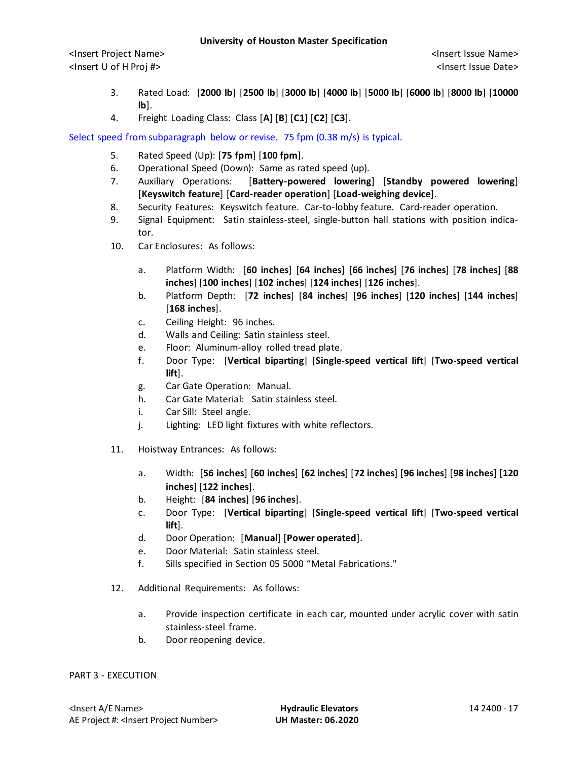3. Rated Load: [**2000 lb**] [**2500 lb**] [**3000 lb**] [**4000 lb**] [**5000 lb**] [**6000 lb**] [**8000 lb**] [**10000 lb**].
4. Freight Loading Class: Class [**A**] [**B**] [**C1**] [**C2**] [**C3**].

Select speed from subparagraph below or revise. 75 fpm (0.38 m/s) is typical.

5. Rated Speed (Up): [**75 fpm**] [**100 fpm**].
6. Operational Speed (Down): Same as rated speed (up).
7. Auxiliary Operations: [**Battery-powered lowering**] [**Standby powered lowering**] [**Keyswitch feature**] [**Card-reader operation**] [**Load-weighing device**].
8. Security Features: Keyswitch feature. Car-to-lobby feature. Card-reader operation.
9. Signal Equipment: Satin stainless-steel, single-button hall stations with position indicator.
10. Car Enclosures: As follows:
    a. Platform Width: [**60 inches**] [**64 inches**] [**66 inches**] [**76 inches**] [**78 inches**] [**88 inches**] [**100 inches**] [**102 inches**] [**124 inches**] [**126 inches**].
    b. Platform Depth: [**72 inches**] [**84 inches**] [**96 inches**] [**120 inches**] [**144 inches**] [**168 inches**].
    c. Ceiling Height: 96 inches.
    d. Walls and Ceiling: Satin stainless steel.
    e. Floor: Aluminum-alloy rolled tread plate.
    f. Door Type: [**Vertical biparting**] [**Single-speed vertical lift**] [**Two-speed vertical lift**].
    g. Car Gate Operation: Manual.
    h. Car Gate Material: Satin stainless steel.
    i. Car Sill: Steel angle.
    j. Lighting: LED light fixtures with white reflectors.
11. Hoistway Entrances: As follows:
    a. Width: [**56 inches**] [**60 inches**] [**62 inches**] [**72 inches**] [**96 inches**] [**98 inches**] [**120 inches**] [**122 inches**].
    b. Height: [**84 inches**] [**96 inches**].
    c. Door Type: [**Vertical biparting**] [**Single-speed vertical lift**] [**Two-speed vertical lift**].
    d. Door Operation: [**Manual**] [**Power operated**].
    e. Door Material: Satin stainless steel.
    f. Sills specified in Section 05 5000 “Metal Fabrications."
12. Additional Requirements: As follows:
    a. Provide inspection certificate in each car, mounted under acrylic cover with satin stainless-steel frame.
    b. Door reopening device.

PART 3 - EXECUTION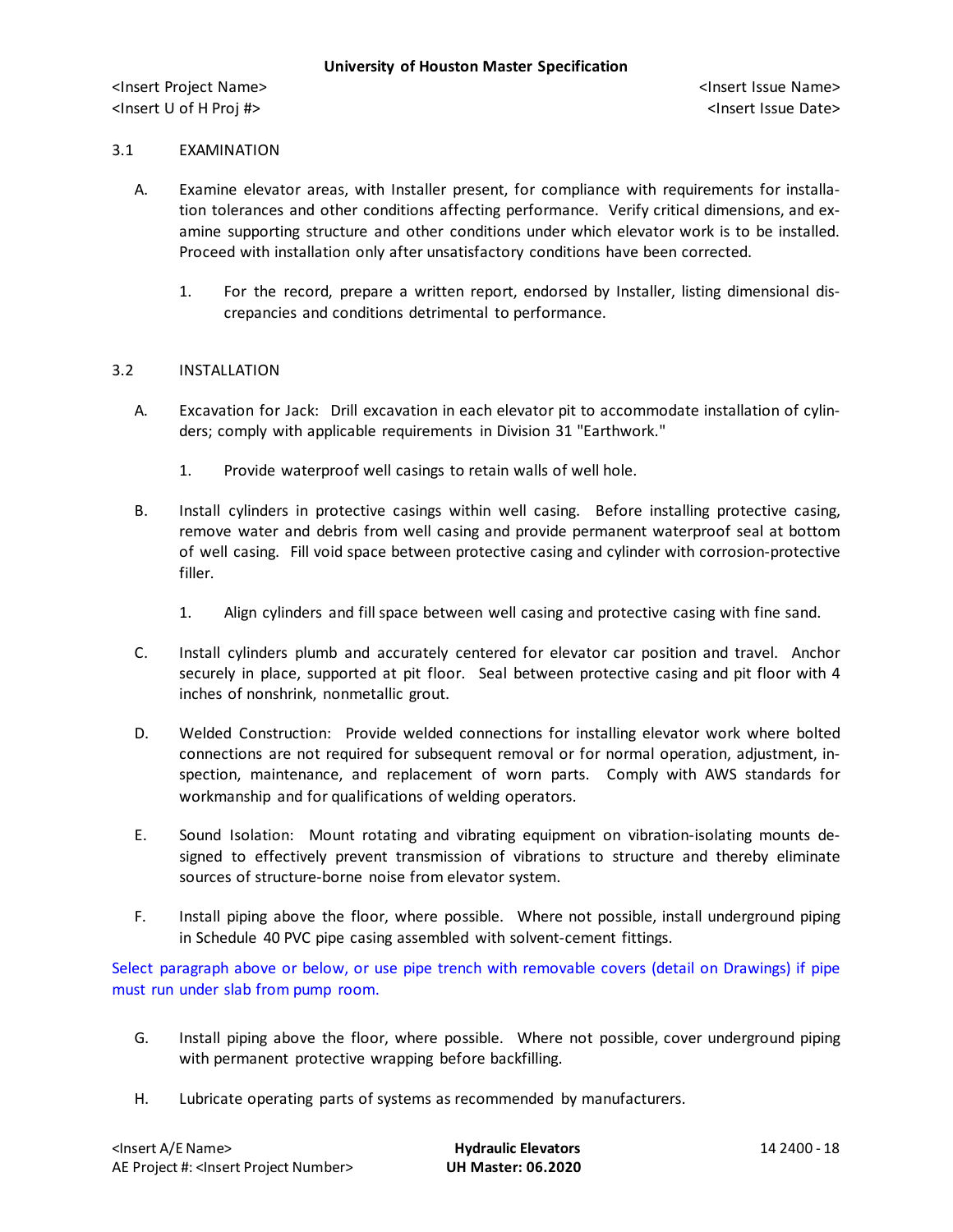## 3.1 EXAMINATION

A. Examine elevator areas, with Installer present, for compliance with requirements for installation tolerances and other conditions affecting performance. Verify critical dimensions, and examine supporting structure and other conditions under which elevator work is to be installed. Proceed with installation only after unsatisfactory conditions have been corrected.

   1. For the record, prepare a written report, endorsed by Installer, listing dimensional discrepancies and conditions detrimental to performance.

## 3.2 INSTALLATION

A. Excavation for Jack: Drill excavation in each elevator pit to accommodate installation of cylinders; comply with applicable requirements in Division 31 "Earthwork."

   1. Provide waterproof well casings to retain walls of well hole.

B. Install cylinders in protective casings within well casing. Before installing protective casing, remove water and debris from well casing and provide permanent waterproof seal at bottom of well casing. Fill void space between protective casing and cylinder with corrosion-protective filler.

   1. Align cylinders and fill space between well casing and protective casing with fine sand.

C. Install cylinders plumb and accurately centered for elevator car position and travel. Anchor securely in place, supported at pit floor. Seal between protective casing and pit floor with 4 inches of nonshrink, nonmetallic grout.

D. Welded Construction: Provide welded connections for installing elevator work where bolted connections are not required for subsequent removal or for normal operation, adjustment, inspection, maintenance, and replacement of worn parts. Comply with AWS standards for workmanship and for qualifications of welding operators.

E. Sound Isolation: Mount rotating and vibrating equipment on vibration-isolating mounts designed to effectively prevent transmission of vibrations to structure and thereby eliminate sources of structure-borne noise from elevator system.

F. Install piping above the floor, where possible. Where not possible, install underground piping in Schedule 40 PVC pipe casing assembled with solvent-cement fittings.

Select paragraph above or below, or use pipe trench with removable covers (detail on Drawings) if pipe must run under slab from pump room.

G. Install piping above the floor, where possible. Where not possible, cover underground piping with permanent protective wrapping before backfilling.

H. Lubricate operating parts of systems as recommended by manufacturers.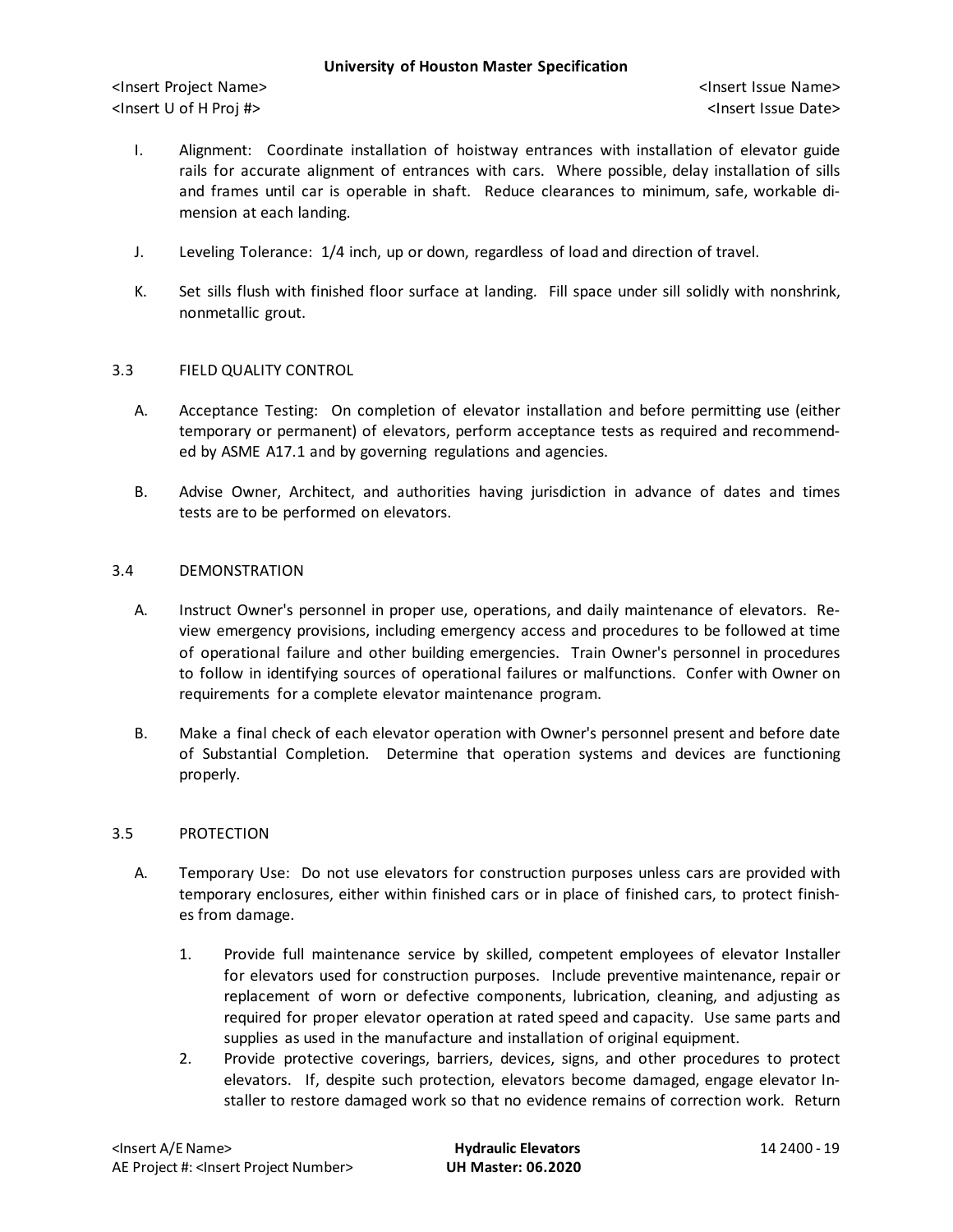I. Alignment: Coordinate installation of hoistway entrances with installation of elevator guide rails for accurate alignment of entrances with cars. Where possible, delay installation of sills and frames until car is operable in shaft. Reduce clearances to minimum, safe, workable dimension at each landing.

J. Leveling Tolerance: 1/4 inch, up or down, regardless of load and direction of travel.

K. Set sills flush with finished floor surface at landing. Fill space under sill solidly with nonshrink, nonmetallic grout.

## 3.3 FIELD QUALITY CONTROL

A. Acceptance Testing: On completion of elevator installation and before permitting use (either temporary or permanent) of elevators, perform acceptance tests as required and recommended by ASME A17.1 and by governing regulations and agencies.

B. Advise Owner, Architect, and authorities having jurisdiction in advance of dates and times tests are to be performed on elevators.

## 3.4 DEMONSTRATION

A. Instruct Owner's personnel in proper use, operations, and daily maintenance of elevators. Review emergency provisions, including emergency access and procedures to be followed at time of operational failure and other building emergencies. Train Owner's personnel in procedures to follow in identifying sources of operational failures or malfunctions. Confer with Owner on requirements for a complete elevator maintenance program.

B. Make a final check of each elevator operation with Owner's personnel present and before date of Substantial Completion. Determine that operation systems and devices are functioning properly.

## 3.5 PROTECTION

A. Temporary Use: Do not use elevators for construction purposes unless cars are provided with temporary enclosures, either within finished cars or in place of finished cars, to protect finishes from damage.

1. Provide full maintenance service by skilled, competent employees of elevator Installer for elevators used for construction purposes. Include preventive maintenance, repair or replacement of worn or defective components, lubrication, cleaning, and adjusting as required for proper elevator operation at rated speed and capacity. Use same parts and supplies as used in the manufacture and installation of original equipment.
2. Provide protective coverings, barriers, devices, signs, and other procedures to protect elevators. If, despite such protection, elevators become damaged, engage elevator Installer to restore damaged work so that no evidence remains of correction work. Return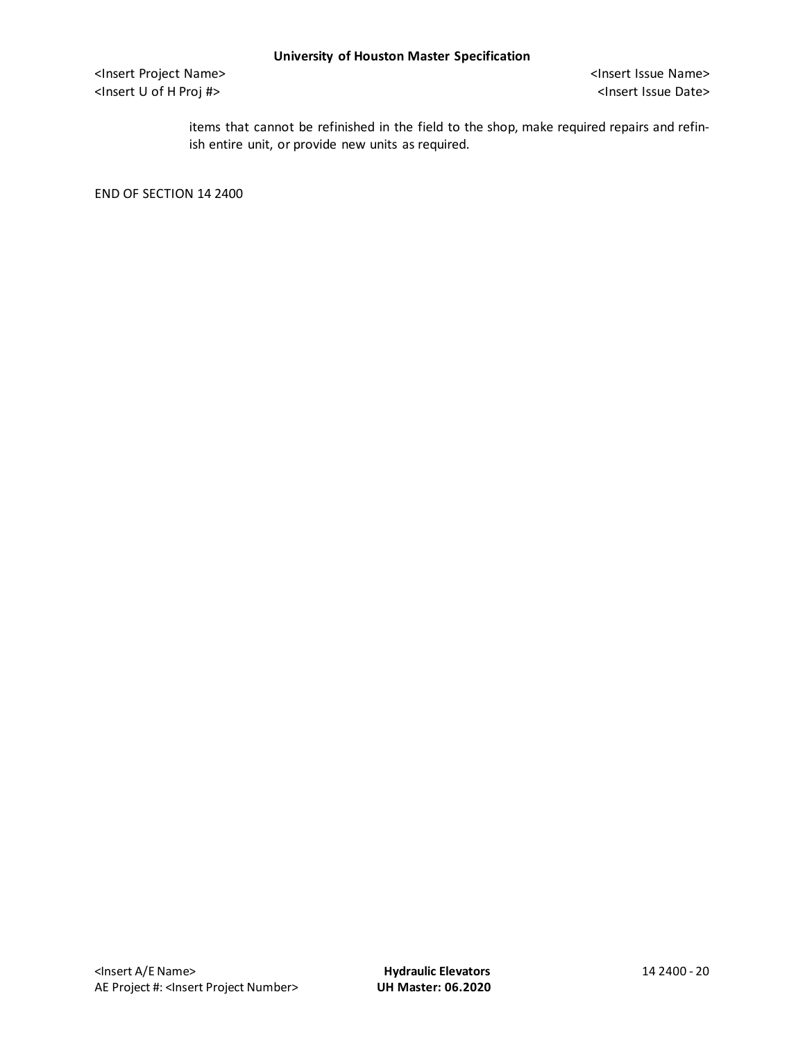items that cannot be refinished in the field to the shop, make required repairs and refinish entire unit, or provide new units as required.

END OF SECTION 14 2400